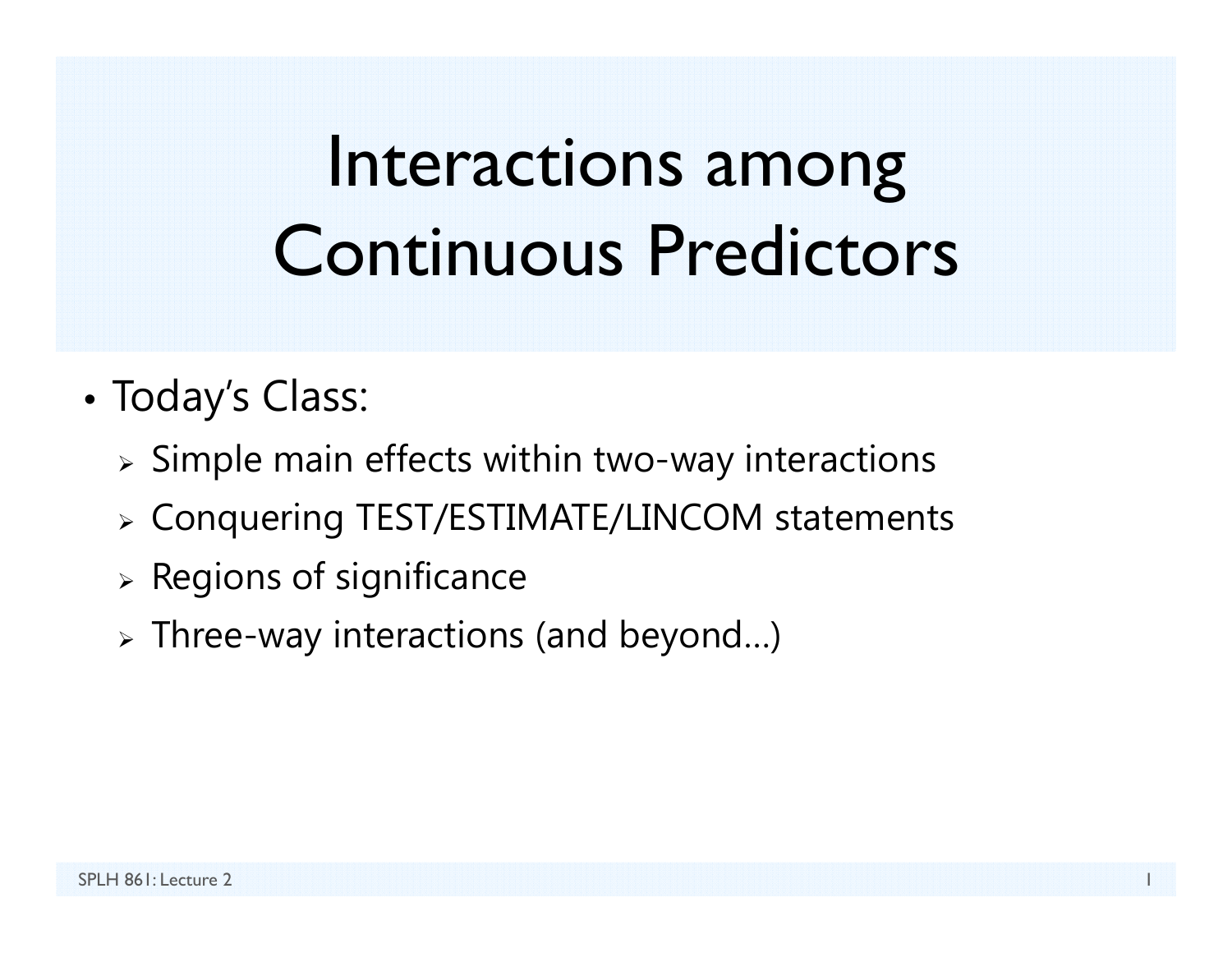# Interactions among Continuous Predictors

- Today's Class:
  - Simple main effects within two-way interactions
  - Conquering TEST/ESTIMATE/LINCOM statements
  - Regions of significance
  - Three-way interactions (and beyond…)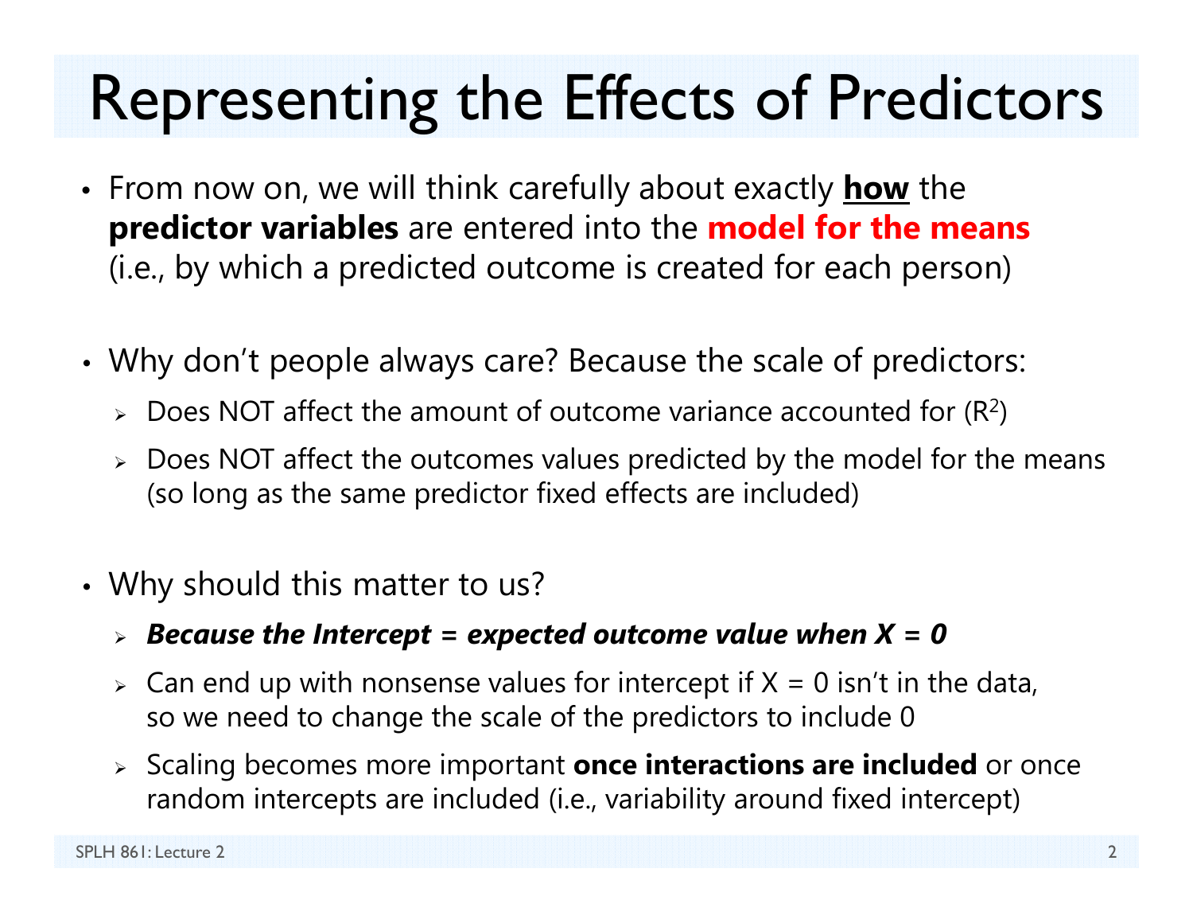# Representing the Effects of Predictors

- From now on, we will think carefully about exactly **<u>how</u>** the **predictor variables** are entered into the **model for the means** (i.e., by which a predicted outcome is created for each person)

- Why don't people always care? Because the scale of predictors:
  - Does NOT affect the amount of outcome variance accounted for ($R^2$)
  - Does NOT affect the outcomes values predicted by the model for the means (so long as the same predictor fixed effects are included)

- Why should this matter to us?
  - ***Because the Intercept = expected outcome value when X = 0***
  - Can end up with nonsense values for intercept if X = 0 isn't in the data, so we need to change the scale of the predictors to include 0
  - Scaling becomes more important **once interactions are included** or once random intercepts are included (i.e., variability around fixed intercept)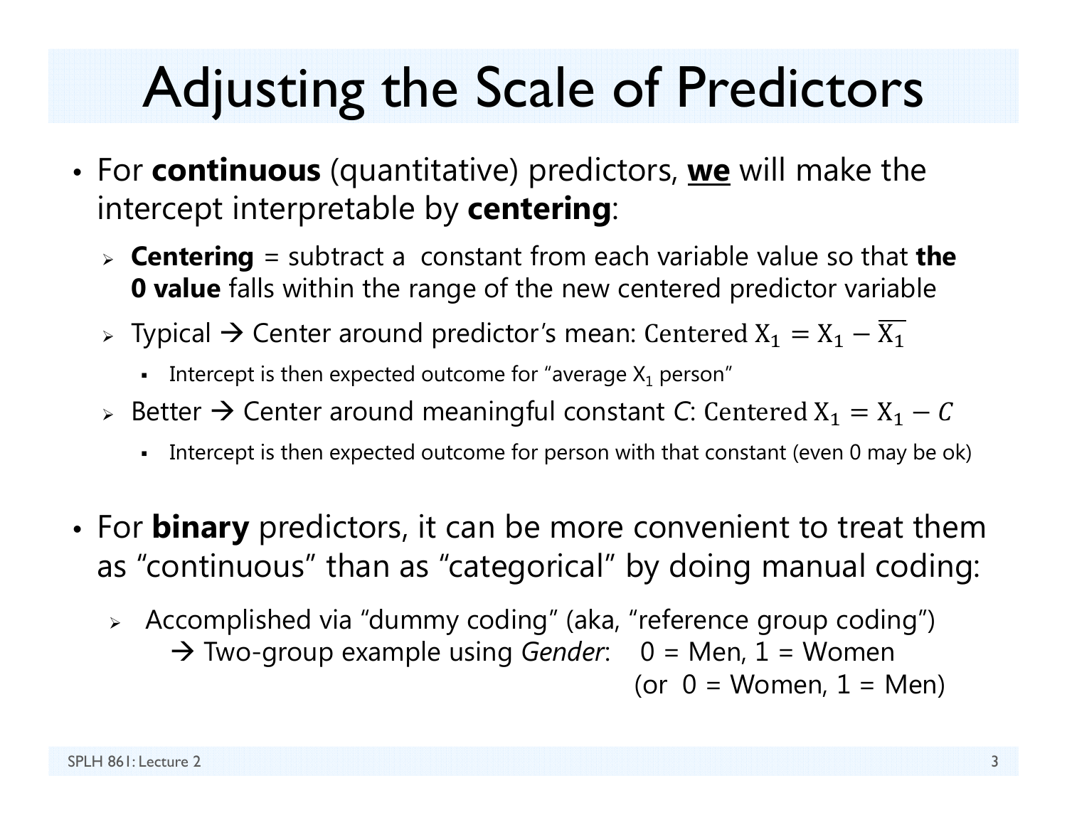# Adjusting the Scale of Predictors

- For **continuous** (quantitative) predictors, **<u>we</u>** will make the intercept interpretable by **centering**:
  - **Centering** = subtract a constant from each variable value so that **the 0 value** falls within the range of the new centered predictor variable
  - Typical → Center around predictor's mean: $\text{Centered } X_1 = X_1 - \overline{X_1}$
    - Intercept is then expected outcome for "average $X_1$ person"
  - Better → Center around meaningful constant *C*: $\text{Centered } X_1 = X_1 - C$
    - Intercept is then expected outcome for person with that constant (even 0 may be ok)

- For **binary** predictors, it can be more convenient to treat them as "continuous" than as "categorical" by doing manual coding:
  - Accomplished via "dummy coding" (aka, "reference group coding")
    → Two-group example using *Gender*: 0 = Men, 1 = Women
    (or 0 = Women, 1 = Men)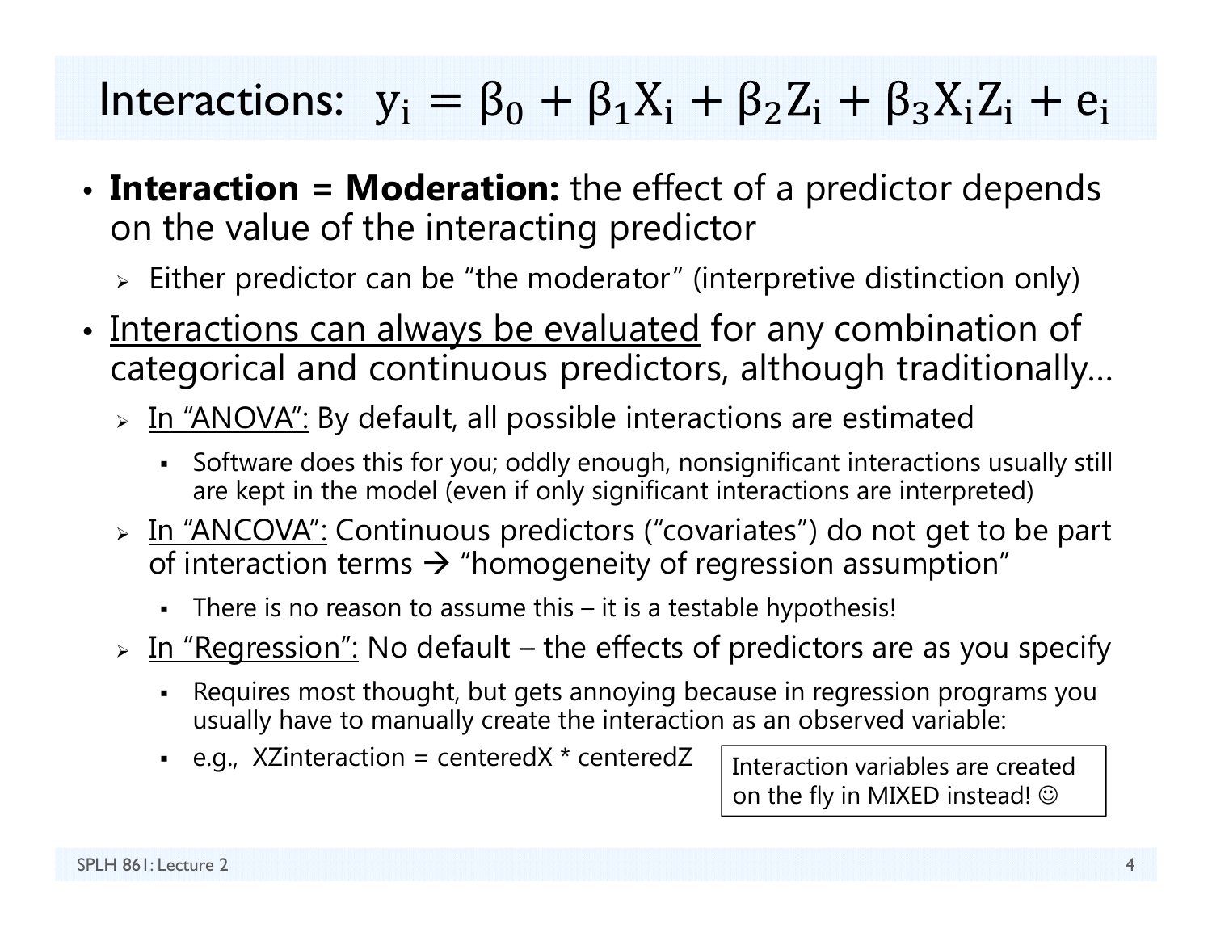# Interactions: $y_i = \beta_0 + \beta_1 X_i + \beta_2 Z_i + \beta_3 X_i Z_i + e_i$

- **Interaction = Moderation:** the effect of a predictor depends on the value of the interacting predictor
  - Either predictor can be "the moderator" (interpretive distinction only)
- <u>Interactions can always be evaluated</u> for any combination of categorical and continuous predictors, although traditionally…
  - <u>In "ANOVA":</u> By default, all possible interactions are estimated
    - Software does this for you; oddly enough, nonsignificant interactions usually still are kept in the model (even if only significant interactions are interpreted)
  - <u>In "ANCOVA":</u> Continuous predictors ("covariates") do not get to be part of interaction terms → "homogeneity of regression assumption"
    - There is no reason to assume this – it is a testable hypothesis!
  - <u>In "Regression":</u> No default – the effects of predictors are as you specify
    - Requires most thought, but gets annoying because in regression programs you usually have to manually create the interaction as an observed variable:
    - e.g., XZinteraction = centeredX * centeredZ

Interaction variables are created on the fly in MIXED instead! ☺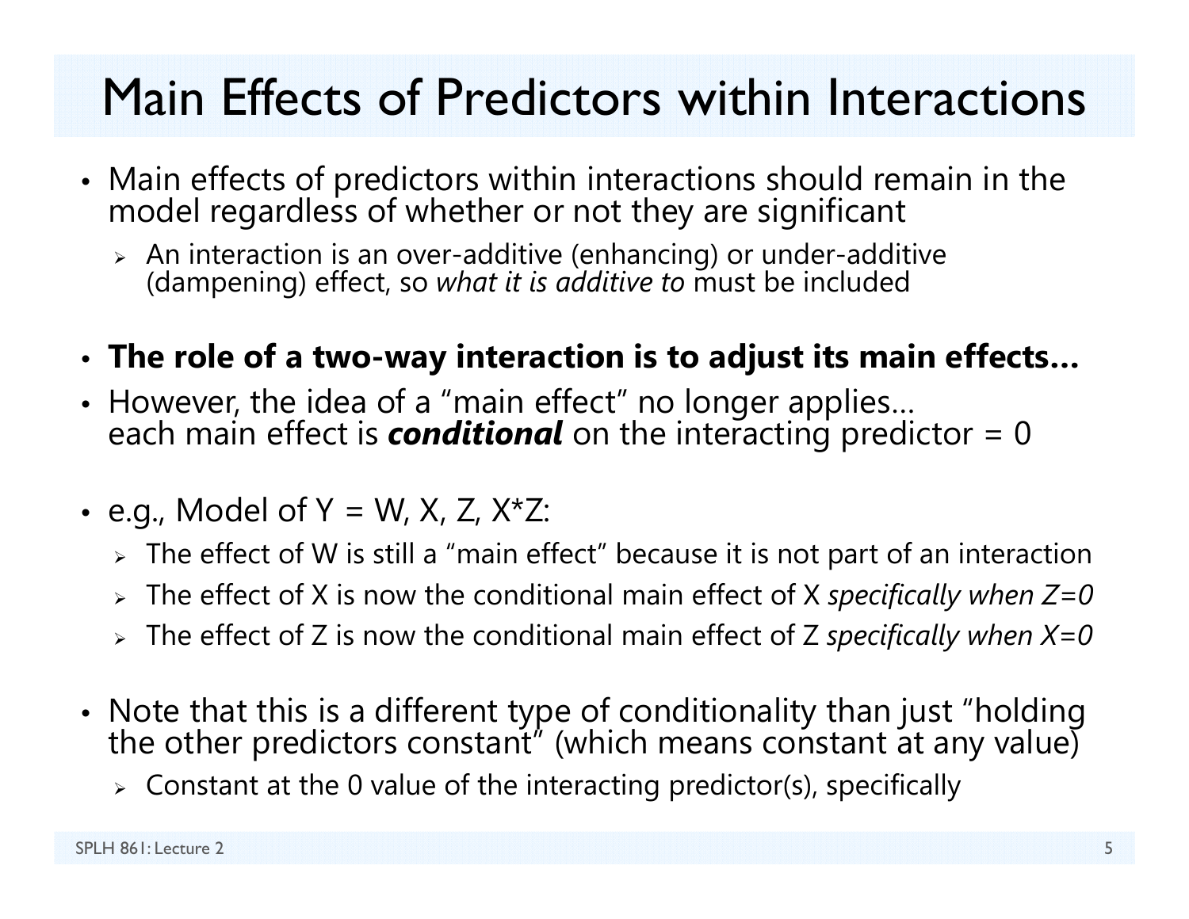# Main Effects of Predictors within Interactions

- Main effects of predictors within interactions should remain in the model regardless of whether or not they are significant
  - An interaction is an over-additive (enhancing) or under-additive (dampening) effect, so *what it is additive to* must be included
- **The role of a two-way interaction is to adjust its main effects…**
- However, the idea of a "main effect" no longer applies… each main effect is ***conditional*** on the interacting predictor = 0
- e.g., Model of Y = W, X, Z, X*Z:
  - The effect of W is still a "main effect" because it is not part of an interaction
  - The effect of X is now the conditional main effect of X *specifically when Z=0*
  - The effect of Z is now the conditional main effect of Z *specifically when X=0*
- Note that this is a different type of conditionality than just "holding the other predictors constant" (which means constant at any value)
  - Constant at the 0 value of the interacting predictor(s), specifically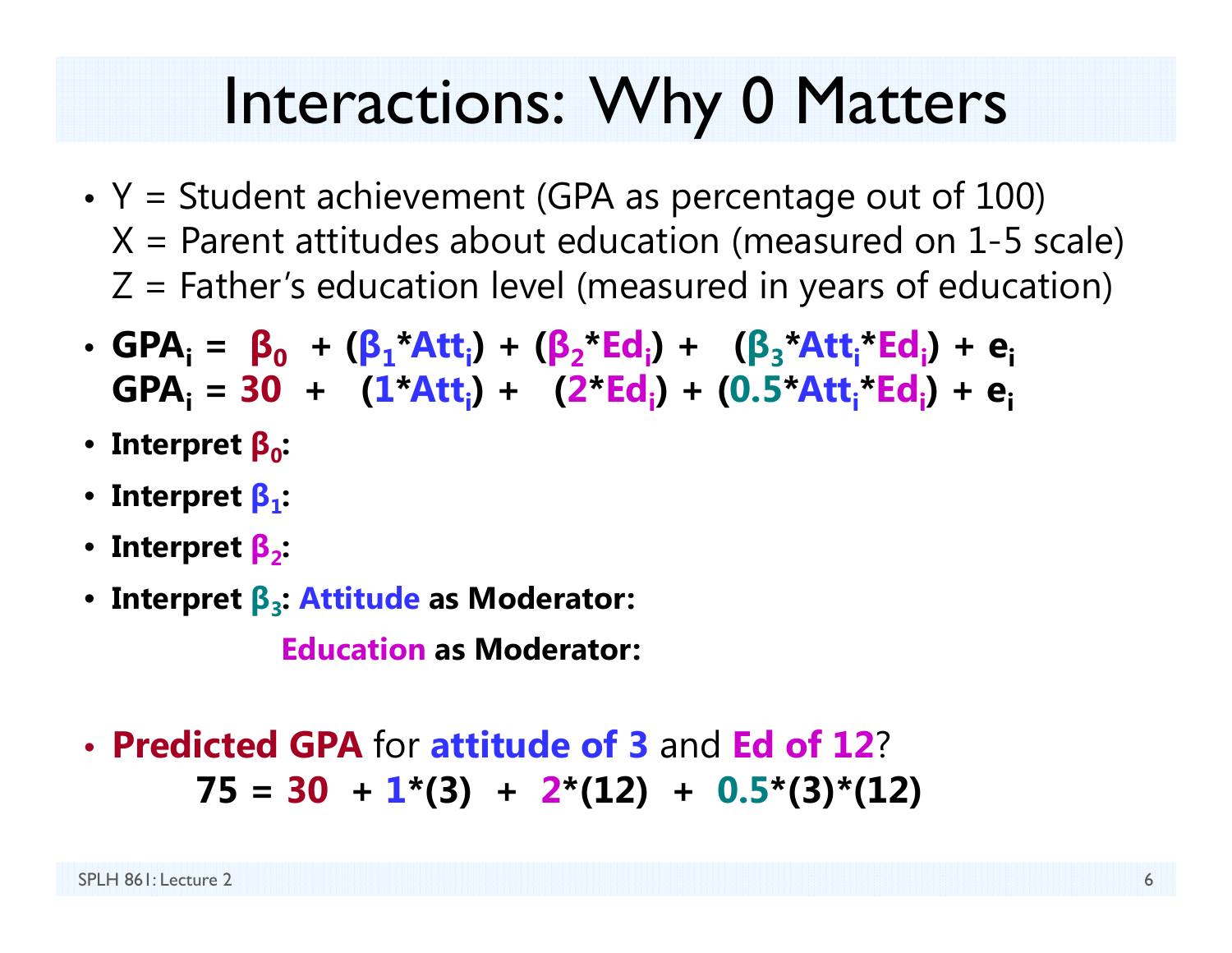# Interactions: Why 0 Matters

- Y = Student achievement (GPA as percentage out of 100)
  X = Parent attitudes about education (measured on 1-5 scale)
  Z = Father's education level (measured in years of education)

- $\mathbf{GPA_i = \beta_0 + (\beta_1{*}Att_i) + (\beta_2{*}Ed_i) + (\beta_3{*}Att_i{*}Ed_i) + e_i}$
  $\mathbf{GPA_i = 30 + (1{*}Att_i) + (2{*}Ed_i) + (0.5{*}Att_i{*}Ed_i) + e_i}$

- **Interpret $\beta_0$:**
- **Interpret $\beta_1$:**
- **Interpret $\beta_2$:**
- **Interpret $\beta_3$: Attitude as Moderator:**

  **Education as Moderator:**

- **Predicted GPA** for **attitude of 3** and **Ed of 12**?

  $$\mathbf{75 = 30 + 1{*}(3) + 2{*}(12) + 0.5{*}(3){*}(12)}$$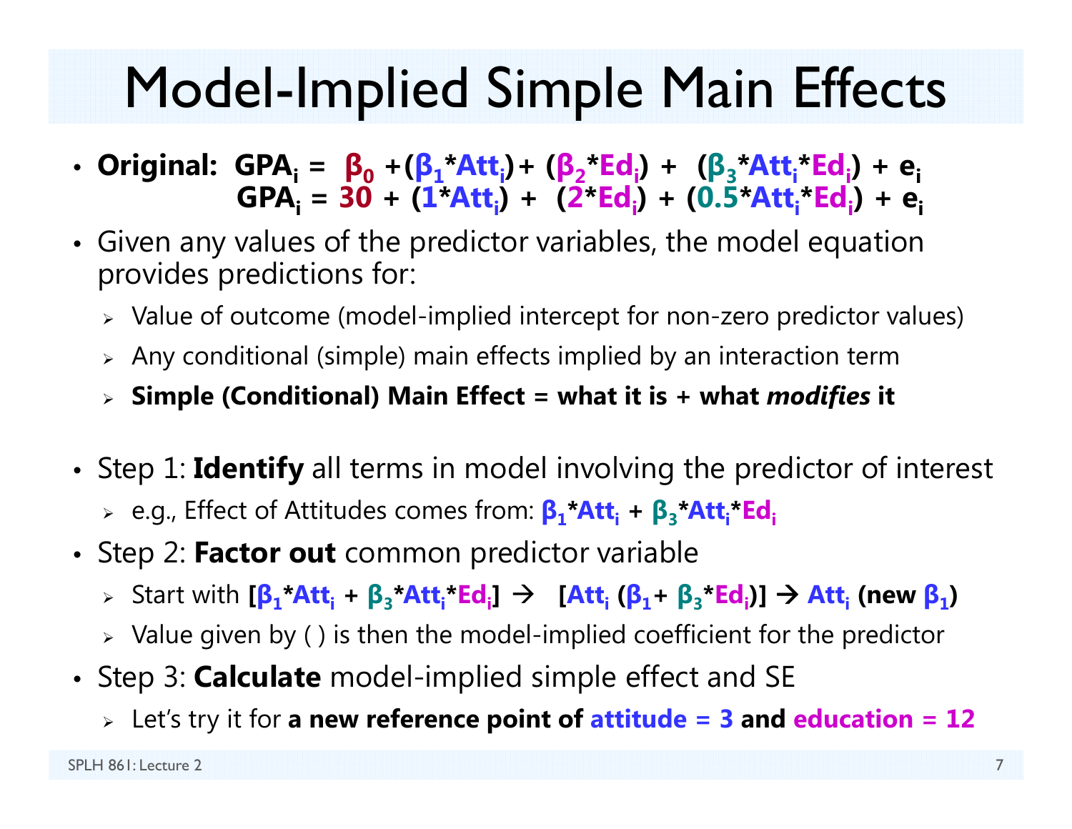# Model-Implied Simple Main Effects

- **Original:** $GPA_i = \beta_0 + (\beta_1 * Att_i) + (\beta_2 * Ed_i) + (\beta_3 * Att_i * Ed_i) + e_i$
  $GPA_i = 30 + (1 * Att_i) + (2 * Ed_i) + (0.5 * Att_i * Ed_i) + e_i$
- Given any values of the predictor variables, the model equation provides predictions for:
  - Value of outcome (model-implied intercept for non-zero predictor values)
  - Any conditional (simple) main effects implied by an interaction term
  - **Simple (Conditional) Main Effect = what it is + what *modifies* it**
- Step 1: **Identify** all terms in model involving the predictor of interest
  - e.g., Effect of Attitudes comes from: $\beta_1 * Att_i + \beta_3 * Att_i * Ed_i$
- Step 2: **Factor out** common predictor variable
  - Start with $[\beta_1 * Att_i + \beta_3 * Att_i * Ed_i]$ → $[Att_i(\beta_1 + \beta_3 * Ed_i)]$ → $Att_i$ **(new** $\beta_1$**)**
  - Value given by ( ) is then the model-implied coefficient for the predictor
- Step 3: **Calculate** model-implied simple effect and SE
  - Let's try it for **a new reference point of attitude = 3 and education = 12**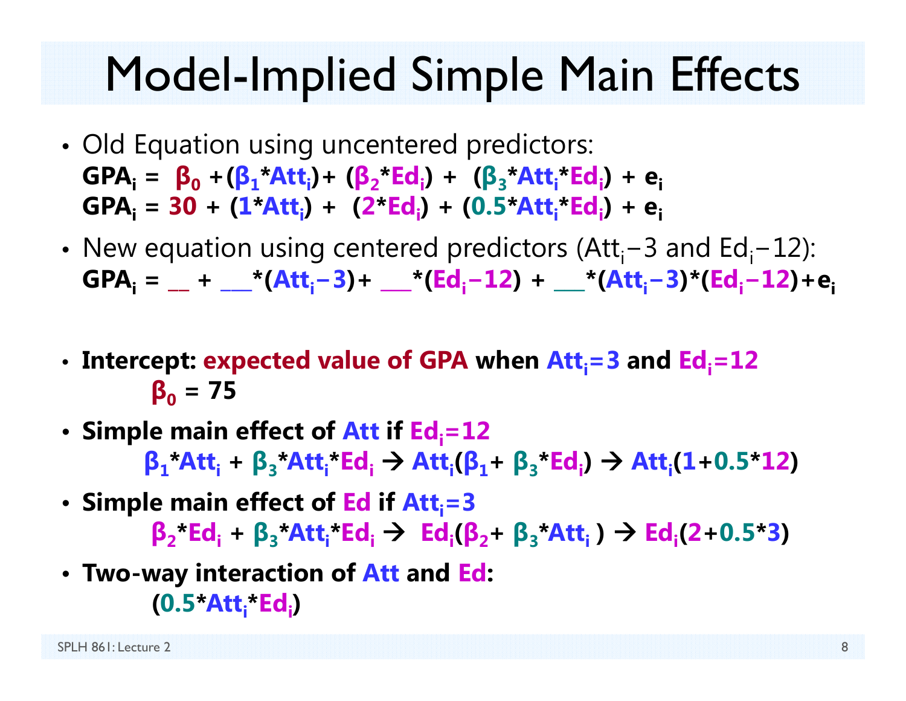# Model-Implied Simple Main Effects

- Old Equation using uncentered predictors:
  $$GPA_i = \beta_0 + (\beta_1 * Att_i) + (\beta_2 * Ed_i) + (\beta_3 * Att_i * Ed_i) + e_i$$
  $$GPA_i = 30 + (1 * Att_i) + (2 * Ed_i) + (0.5 * Att_i * Ed_i) + e_i$$
- New equation using centered predictors ($Att_i - 3$ and $Ed_i - 12$):
  $$GPA_i = \_\_ + \_\_\_ * (Att_i - 3) + \_\_\_ * (Ed_i - 12) + \_\_\_ * (Att_i - 3) * (Ed_i - 12) + e_i$$
- **Intercept: expected value of GPA when $Att_i = 3$ and $Ed_i = 12$**
  $$\beta_0 = 75$$
- **Simple main effect of Att if $Ed_i = 12$**
  $$\beta_1 * Att_i + \beta_3 * Att_i * Ed_i \rightarrow Att_i(\beta_1 + \beta_3 * Ed_i) \rightarrow Att_i(1 + 0.5 * 12)$$
- **Simple main effect of Ed if $Att_i = 3$**
  $$\beta_2 * Ed_i + \beta_3 * Att_i * Ed_i \rightarrow Ed_i(\beta_2 + \beta_3 * Att_i) \rightarrow Ed_i(2 + 0.5 * 3)$$
- **Two-way interaction of Att and Ed:**
  $$(0.5 * Att_i * Ed_i)$$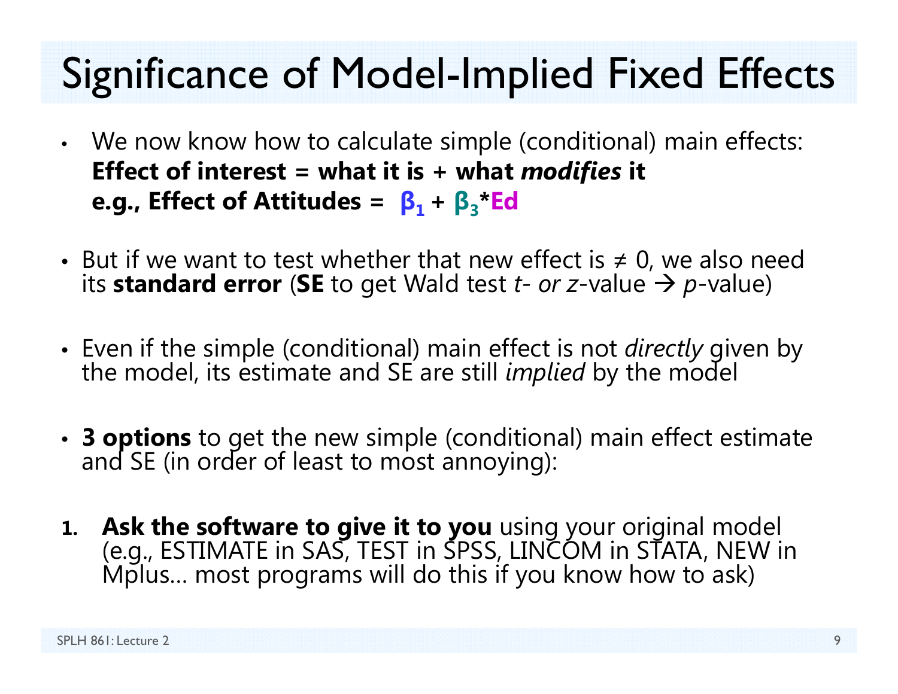# Significance of Model-Implied Fixed Effects

- We now know how to calculate simple (conditional) main effects:
  **Effect of interest = what it is + what *modifies* it**
  **e.g., Effect of Attitudes = $\beta_1$ + $\beta_3$*Ed**

- But if we want to test whether that new effect is ≠ 0, we also need its **standard error** (**SE** to get Wald test *t- or z*-value → *p*-value)

- Even if the simple (conditional) main effect is not *directly* given by the model, its estimate and SE are still *implied* by the model

- **3 options** to get the new simple (conditional) main effect estimate and SE (in order of least to most annoying):

1. **Ask the software to give it to you** using your original model (e.g., ESTIMATE in SAS, TEST in SPSS, LINCOM in STATA, NEW in Mplus… most programs will do this if you know how to ask)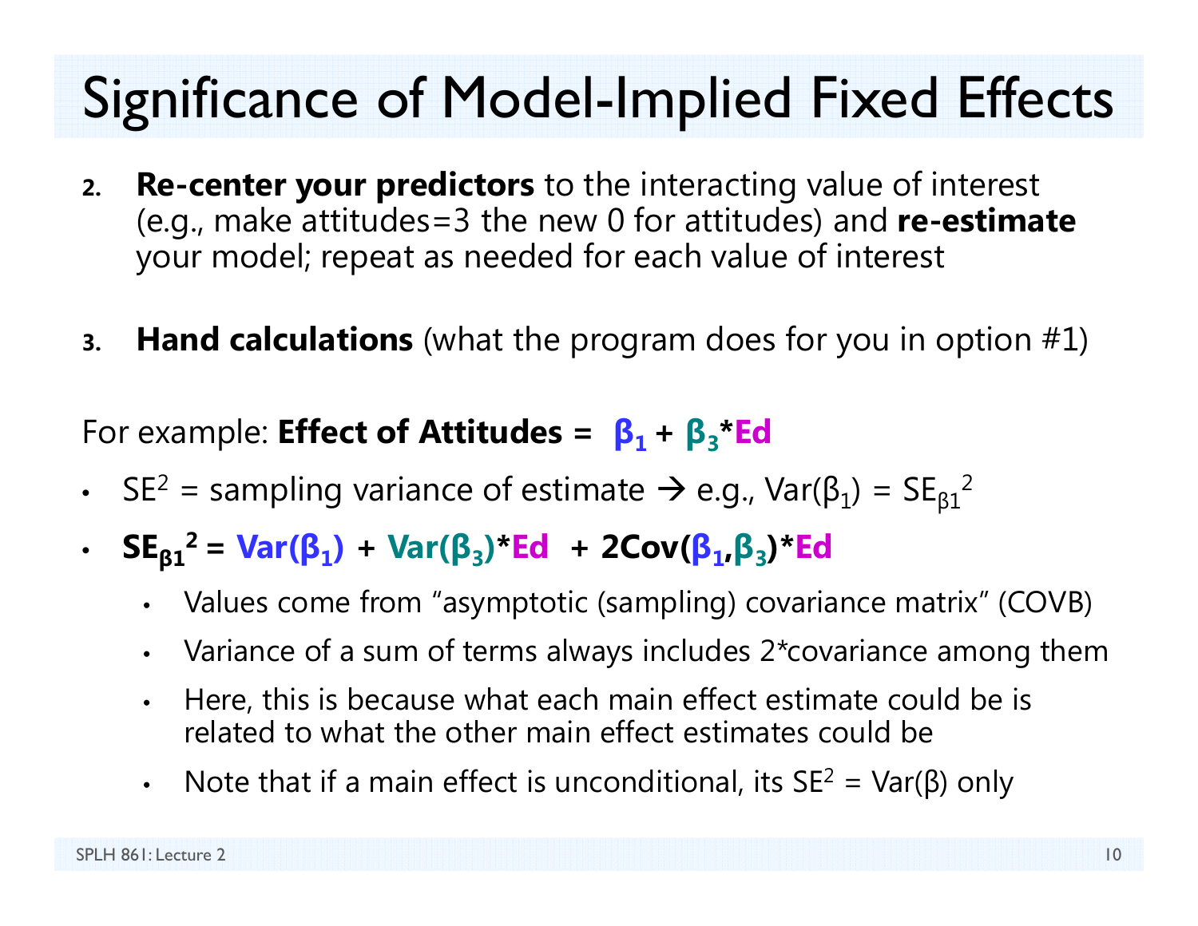# Significance of Model-Implied Fixed Effects

2. **Re-center your predictors** to the interacting value of interest (e.g., make attitudes=3 the new 0 for attitudes) and **re-estimate** your model; repeat as needed for each value of interest

3. **Hand calculations** (what the program does for you in option #1)

For example: **Effect of Attitudes =** $\boldsymbol{\beta_1 + \beta_3 * Ed}$

- $SE^2$ = sampling variance of estimate → e.g., $Var(\beta_1) = SE_{\beta 1}{}^2$
- $\boldsymbol{SE_{\beta 1}{}^2 = Var(\beta_1) + Var(\beta_3) * Ed + 2Cov(\beta_1, \beta_3) * Ed}$
  - Values come from "asymptotic (sampling) covariance matrix" (COVB)
  - Variance of a sum of terms always includes 2*covariance among them
  - Here, this is because what each main effect estimate could be is related to what the other main effect estimates could be
  - Note that if a main effect is unconditional, its $SE^2 = Var(\beta)$ only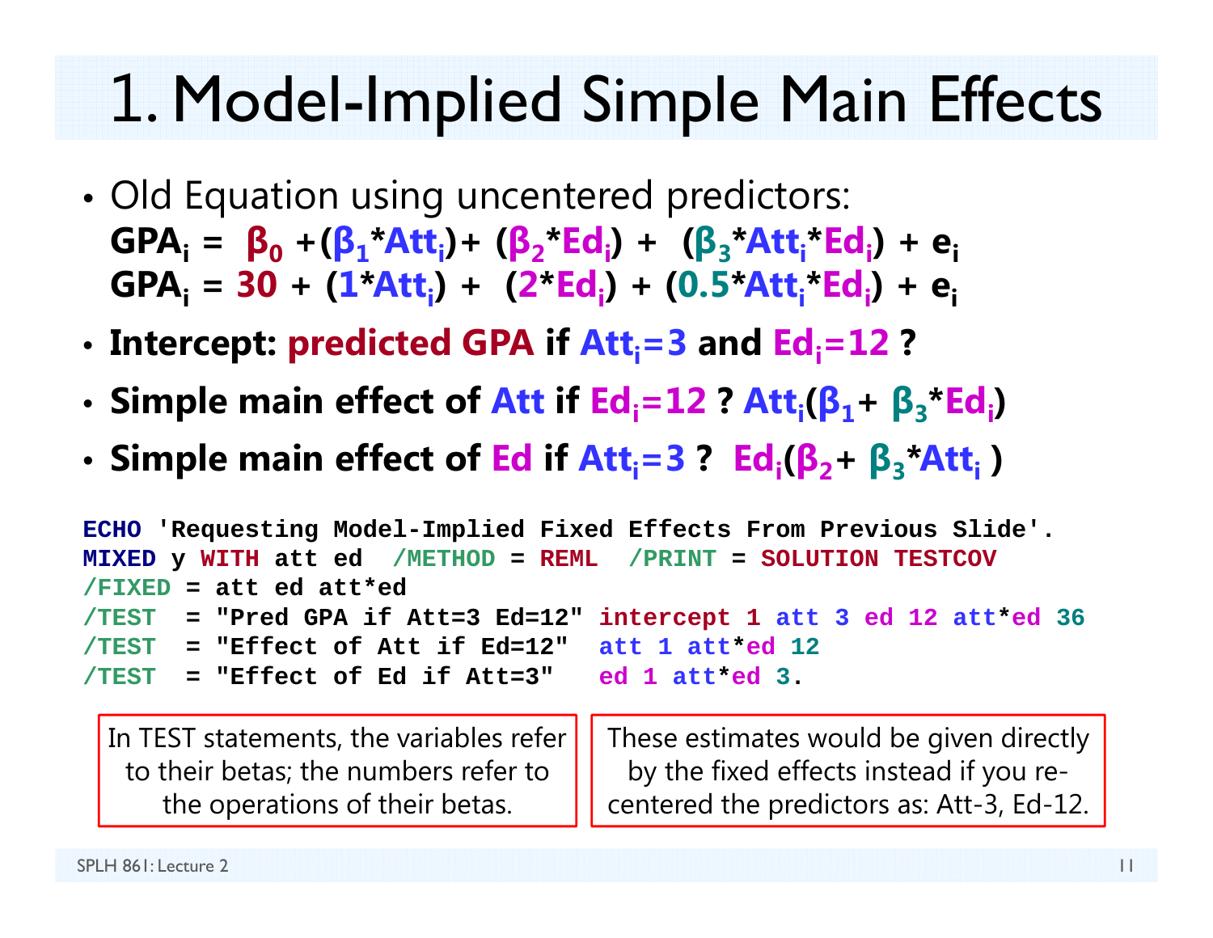# 1. Model-Implied Simple Main Effects

- Old Equation using uncentered predictors:
  $$GPA_i = \beta_0 + (\beta_1 * Att_i) + (\beta_2 * Ed_i) + (\beta_3 * Att_i * Ed_i) + e_i$$
  $$GPA_i = 30 + (1 * Att_i) + (2 * Ed_i) + (0.5 * Att_i * Ed_i) + e_i$$
- **Intercept: predicted GPA if $Att_i = 3$ and $Ed_i = 12$ ?**
- **Simple main effect of Att if $Ed_i = 12$ ? $Att_i(\beta_1 + \beta_3 * Ed_i)$**
- **Simple main effect of Ed if $Att_i = 3$ ? $Ed_i(\beta_2 + \beta_3 * Att_i)$**

```
ECHO 'Requesting Model-Implied Fixed Effects From Previous Slide'.
MIXED y WITH att ed  /METHOD = REML  /PRINT = SOLUTION TESTCOV
/FIXED = att ed att*ed
/TEST  = "Pred GPA if Att=3 Ed=12" intercept 1 att 3 ed 12 att*ed 36
/TEST  = "Effect of Att if Ed=12"  att 1 att*ed 12
/TEST  = "Effect of Ed if Att=3"   ed 1 att*ed 3.
```

In TEST statements, the variables refer to their betas; the numbers refer to the operations of their betas.

These estimates would be given directly by the fixed effects instead if you re-centered the predictors as: Att-3, Ed-12.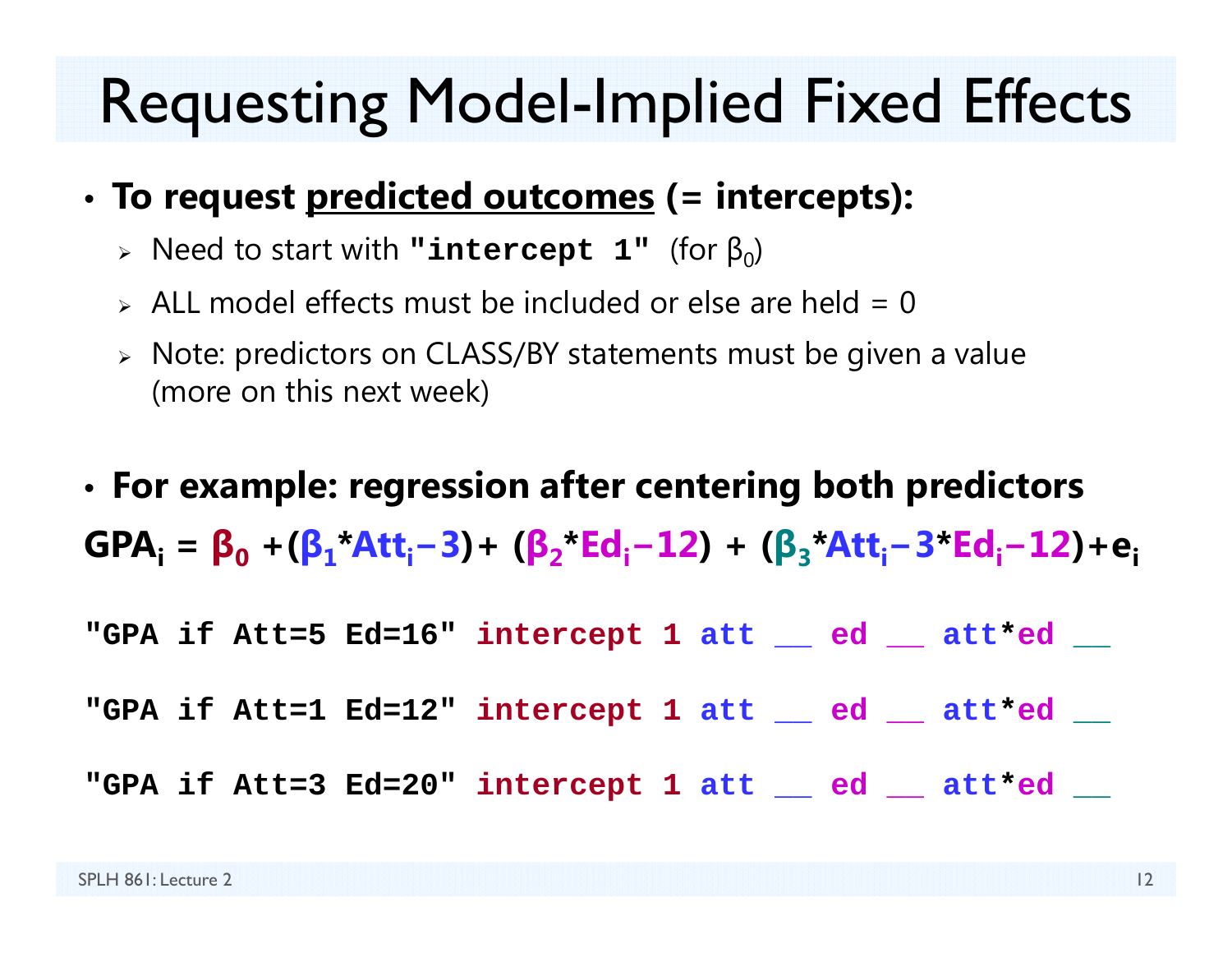# Requesting Model-Implied Fixed Effects

- **To request predicted outcomes (= intercepts):**
  - Need to start with **"intercept 1"** (for $\beta_0$)
  - ALL model effects must be included or else are held = 0
  - Note: predictors on CLASS/BY statements must be given a value (more on this next week)

- **For example: regression after centering both predictors**

$$GPA_i = \beta_0 + (\beta_1 * Att_i - 3) + (\beta_2 * Ed_i - 12) + (\beta_3 * Att_i - 3 * Ed_i - 12) + e_i$$

```
"GPA if Att=5 Ed=16" intercept 1 att __ ed __ att*ed __

"GPA if Att=1 Ed=12" intercept 1 att __ ed __ att*ed __

"GPA if Att=3 Ed=20" intercept 1 att __ ed __ att*ed __
```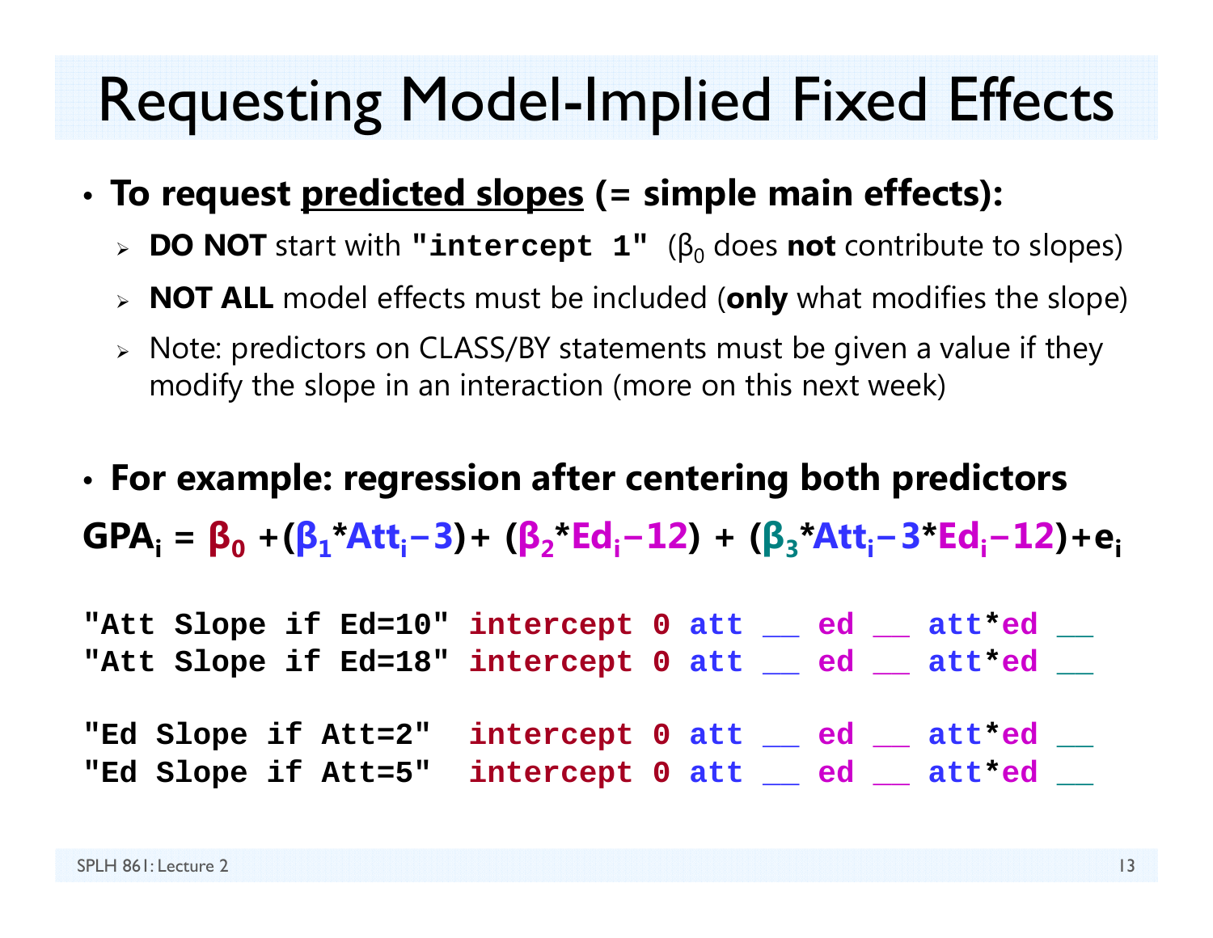# Requesting Model-Implied Fixed Effects

- **To request predicted slopes (= simple main effects):**
  - **DO NOT** start with **`"intercept 1"`** ($\beta_0$ does **not** contribute to slopes)
  - **NOT ALL** model effects must be included (**only** what modifies the slope)
  - Note: predictors on CLASS/BY statements must be given a value if they modify the slope in an interaction (more on this next week)

- **For example: regression after centering both predictors**

$$GPA_i = \beta_0 + (\beta_1 * Att_i - 3) + (\beta_2 * Ed_i - 12) + (\beta_3 * Att_i - 3 * Ed_i - 12) + e_i$$

```
"Att Slope if Ed=10" intercept 0 att __ ed __ att*ed __
"Att Slope if Ed=18" intercept 0 att __ ed __ att*ed __

"Ed Slope if Att=2"  intercept 0 att __ ed __ att*ed __
"Ed Slope if Att=5"  intercept 0 att __ ed __ att*ed __
```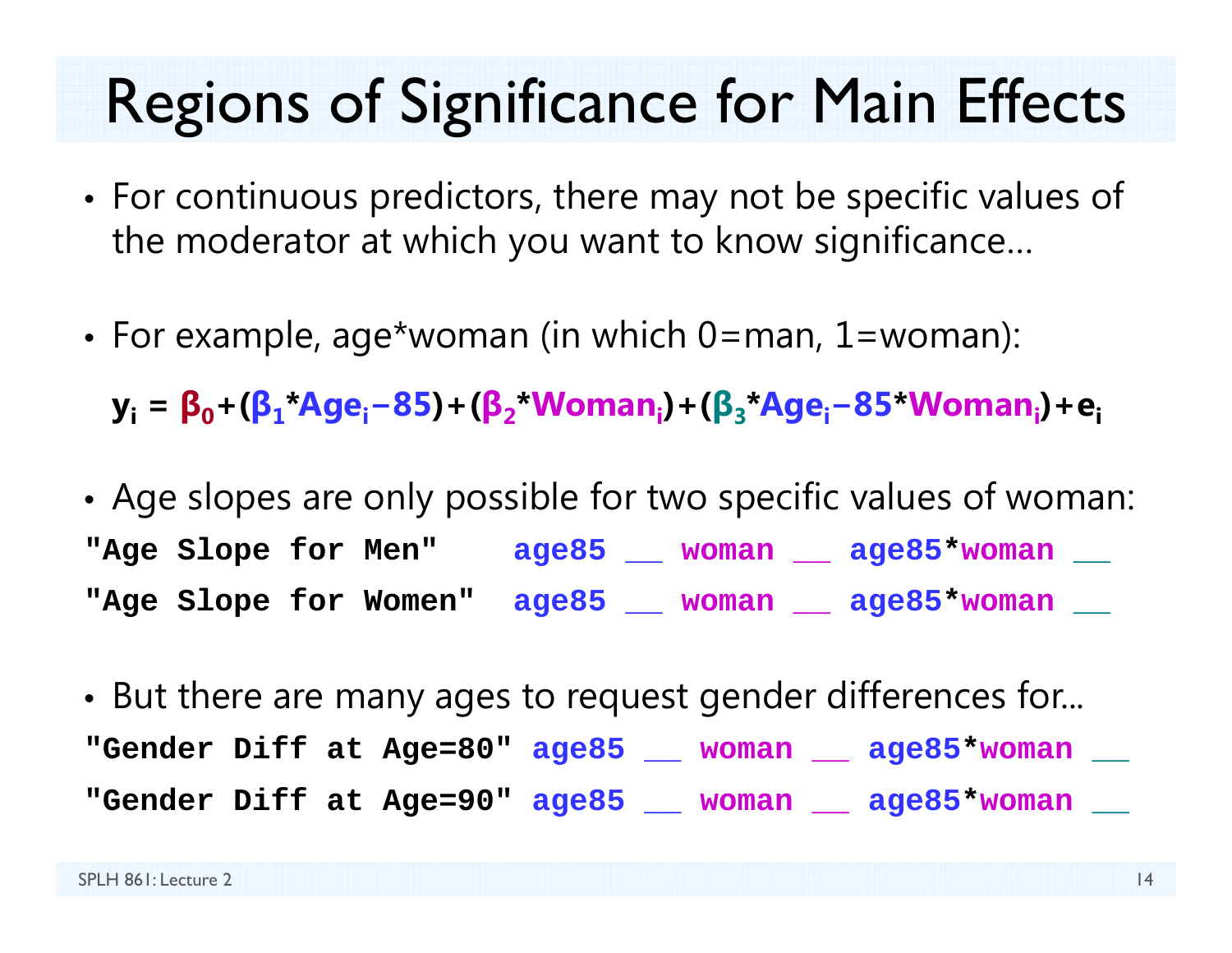# Regions of Significance for Main Effects

- For continuous predictors, there may not be specific values of the moderator at which you want to know significance…

- For example, age*woman (in which 0=man, 1=woman):

$$y_i = \beta_0 + (\beta_1 * Age_i - 85) + (\beta_2 * Woman_i) + (\beta_3 * Age_i - 85 * Woman_i) + e_i$$

- Age slopes are only possible for two specific values of woman:

```
"Age Slope for Men"    age85 __ woman __ age85*woman __
"Age Slope for Women"  age85 __ woman __ age85*woman __
```

- But there are many ages to request gender differences for…

```
"Gender Diff at Age=80" age85 __ woman __ age85*woman __
"Gender Diff at Age=90" age85 __ woman __ age85*woman __
```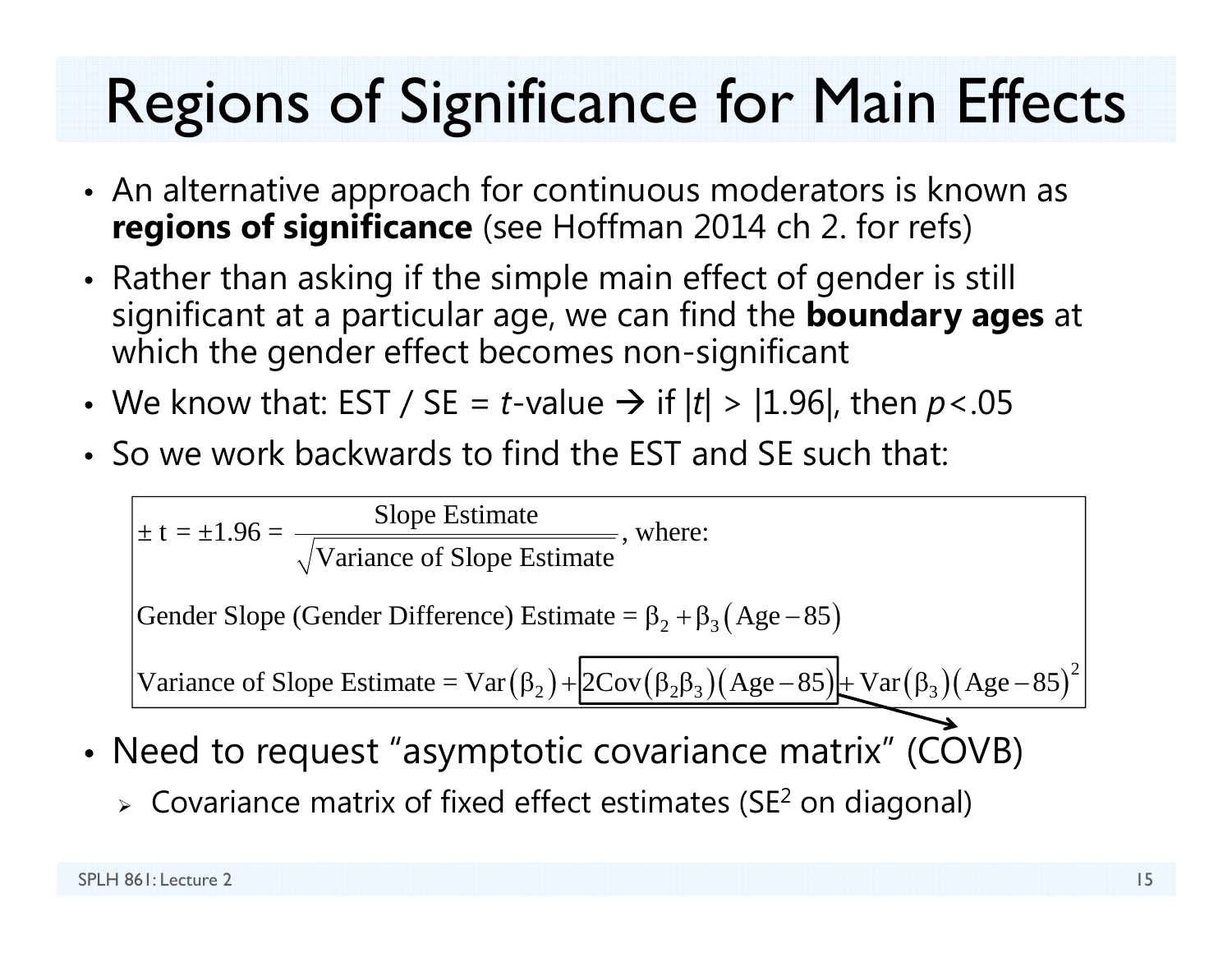# Regions of Significance for Main Effects

- An alternative approach for continuous moderators is known as **regions of significance** (see Hoffman 2014 ch 2. for refs)
- Rather than asking if the simple main effect of gender is still significant at a particular age, we can find the **boundary ages** at which the gender effect becomes non-significant
- We know that: EST / SE = *t*-value → if $|t| > |1.96|$, then $p<.05$
- So we work backwards to find the EST and SE such that:

$$\pm \text{t} = \pm 1.96 = \frac{\text{Slope Estimate}}{\sqrt{\text{Variance of Slope Estimate}}}, \text{ where:}$$

$$\text{Gender Slope (Gender Difference) Estimate} = \beta_2 + \beta_3(\text{Age} - 85)$$

$$\text{Variance of Slope Estimate} = \text{Var}(\beta_2) + \boxed{2\text{Cov}(\beta_2\beta_3)(\text{Age} - 85)} + \text{Var}(\beta_3)(\text{Age} - 85)^2$$

- Need to request "asymptotic covariance matrix" (COVB)
  - Covariance matrix of fixed effect estimates ($SE^2$ on diagonal)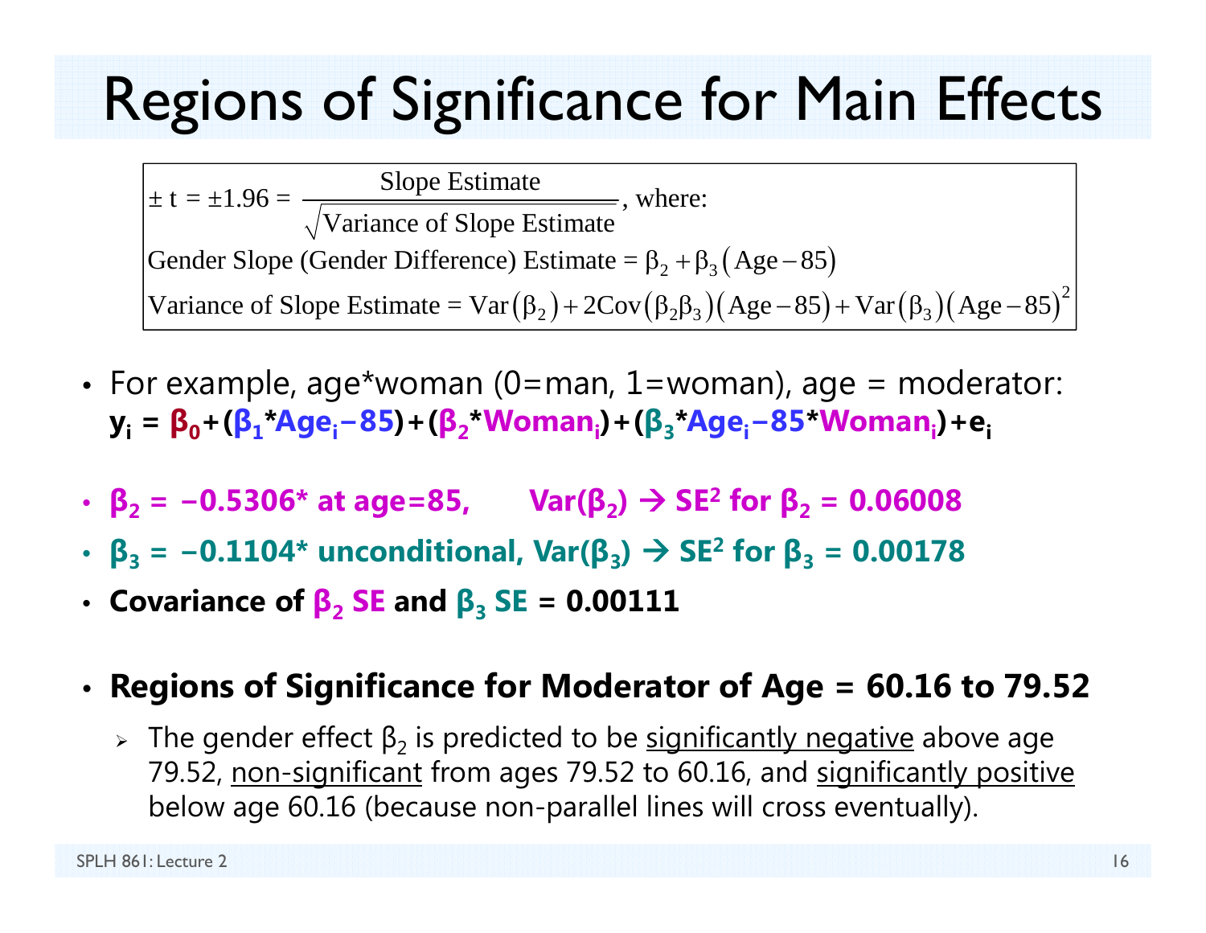# Regions of Significance for Main Effects

$$\pm t = \pm 1.96 = \frac{\text{Slope Estimate}}{\sqrt{\text{Variance of Slope Estimate}}}, \text{ where:}$$

$$\text{Gender Slope (Gender Difference) Estimate} = \beta_2 + \beta_3(\text{Age} - 85)$$

$$\text{Variance of Slope Estimate} = \text{Var}(\beta_2) + 2\text{Cov}(\beta_2\beta_3)(\text{Age} - 85) + \text{Var}(\beta_3)(\text{Age} - 85)^2$$

- For example, age*woman (0=man, 1=woman), age = moderator:
  $\mathbf{y_i = \beta_0 + (\beta_1 * Age_i - 85) + (\beta_2 * Woman_i) + (\beta_3 * Age_i - 85 * Woman_i) + e_i}$

- **$\beta_2 = -0.5306$* at age=85, Var($\beta_2$) → $SE^2$ for $\beta_2$ = 0.06008**
- **$\beta_3 = -0.1104$* unconditional, Var($\beta_3$) → $SE^2$ for $\beta_3$ = 0.00178**
- **Covariance of $\beta_2$ SE and $\beta_3$ SE = 0.00111**

- **Regions of Significance for Moderator of Age = 60.16 to 79.52**
  - The gender effect $\beta_2$ is predicted to be significantly negative above age 79.52, non-significant from ages 79.52 to 60.16, and significantly positive below age 60.16 (because non-parallel lines will cross eventually).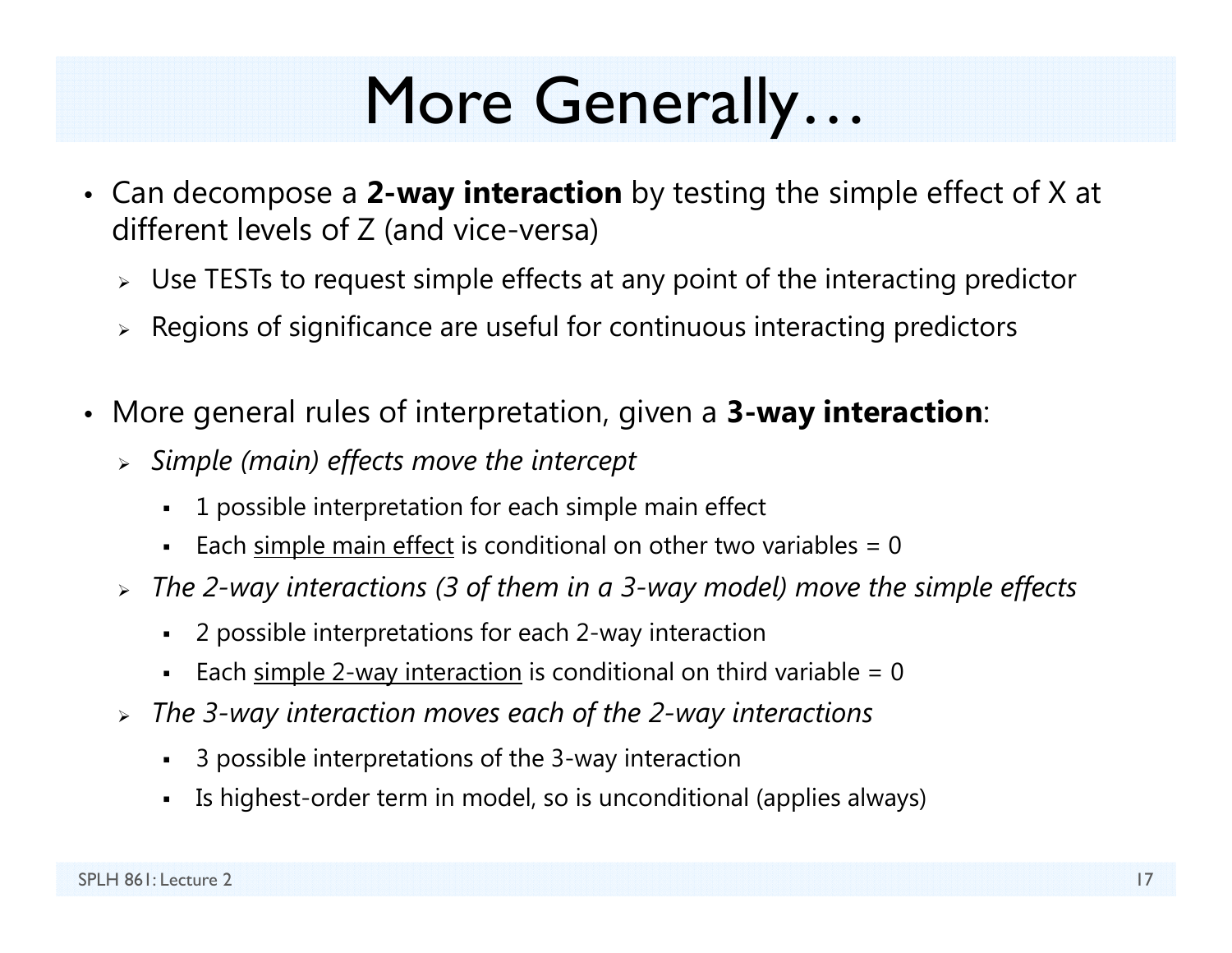# More Generally…

- Can decompose a **2-way interaction** by testing the simple effect of X at different levels of Z (and vice-versa)
  - Use TESTs to request simple effects at any point of the interacting predictor
  - Regions of significance are useful for continuous interacting predictors

- More general rules of interpretation, given a **3-way interaction**:
  - *Simple (main) effects move the intercept*
    - 1 possible interpretation for each simple main effect
    - Each <u>simple main effect</u> is conditional on other two variables = 0
  - *The 2-way interactions (3 of them in a 3-way model) move the simple effects*
    - 2 possible interpretations for each 2-way interaction
    - Each <u>simple 2-way interaction</u> is conditional on third variable = 0
  - *The 3-way interaction moves each of the 2-way interactions*
    - 3 possible interpretations of the 3-way interaction
    - Is highest-order term in model, so is unconditional (applies always)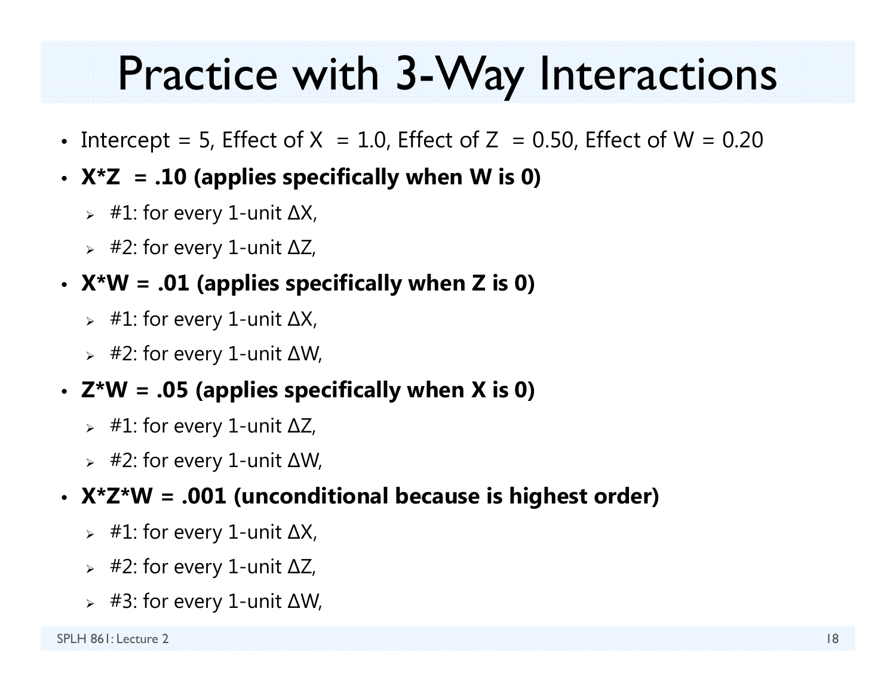# Practice with 3-Way Interactions

- Intercept = 5, Effect of X = 1.0, Effect of Z = 0.50, Effect of W = 0.20
- **X*Z = .10 (applies specifically when W is 0)**
  - #1: for every 1-unit ΔX,
  - #2: for every 1-unit ΔZ,
- **X*W = .01 (applies specifically when Z is 0)**
  - #1: for every 1-unit ΔX,
  - #2: for every 1-unit ΔW,
- **Z*W = .05 (applies specifically when X is 0)**
  - #1: for every 1-unit ΔZ,
  - #2: for every 1-unit ΔW,
- **X*Z*W = .001 (unconditional because is highest order)**
  - #1: for every 1-unit ΔX,
  - #2: for every 1-unit ΔZ,
  - #3: for every 1-unit ΔW,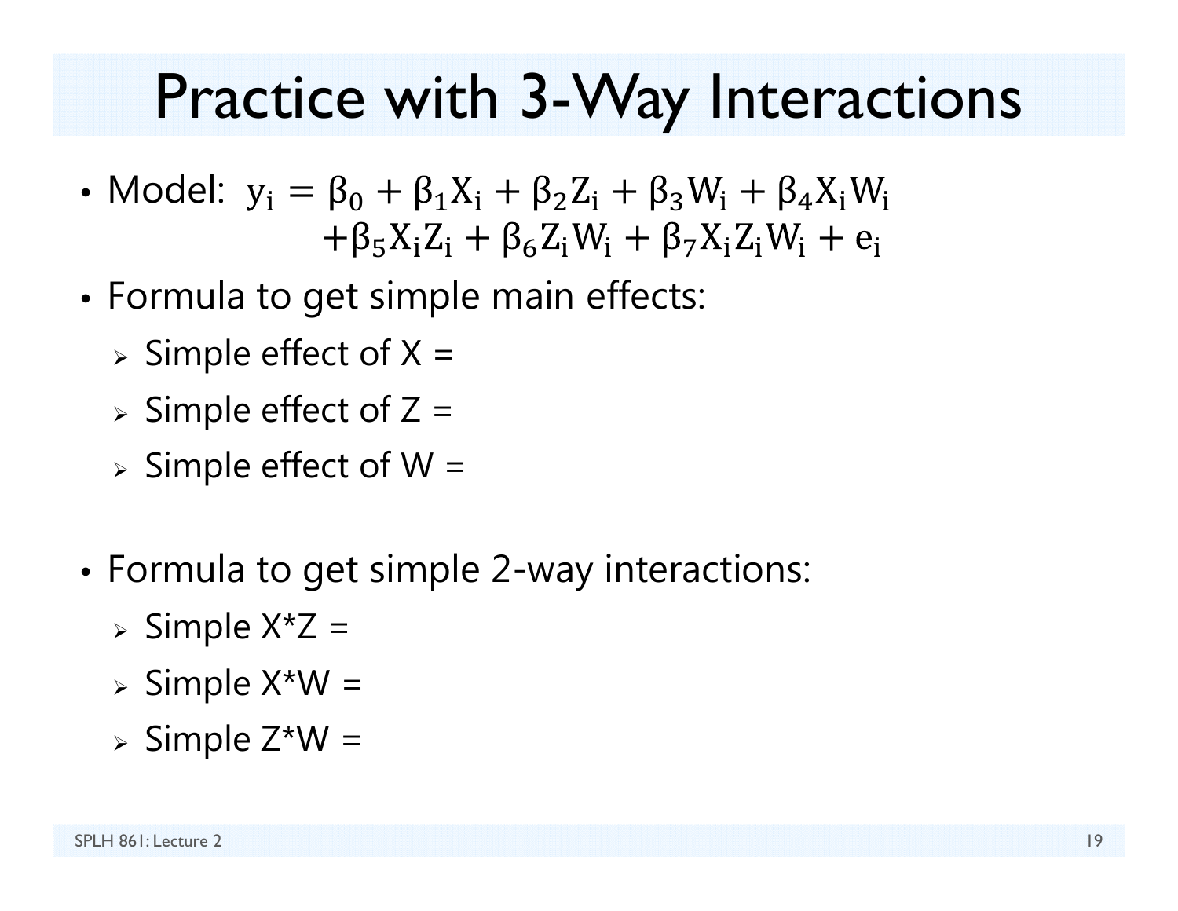# Practice with 3-Way Interactions

- Model: $y_i = \beta_0 + \beta_1 X_i + \beta_2 Z_i + \beta_3 W_i + \beta_4 X_i W_i$
  $+\beta_5 X_i Z_i + \beta_6 Z_i W_i + \beta_7 X_i Z_i W_i + e_i$
- Formula to get simple main effects:
  - Simple effect of X =
  - Simple effect of Z =
  - Simple effect of W =
- Formula to get simple 2-way interactions:
  - Simple X*Z =
  - Simple X*W =
  - Simple Z*W =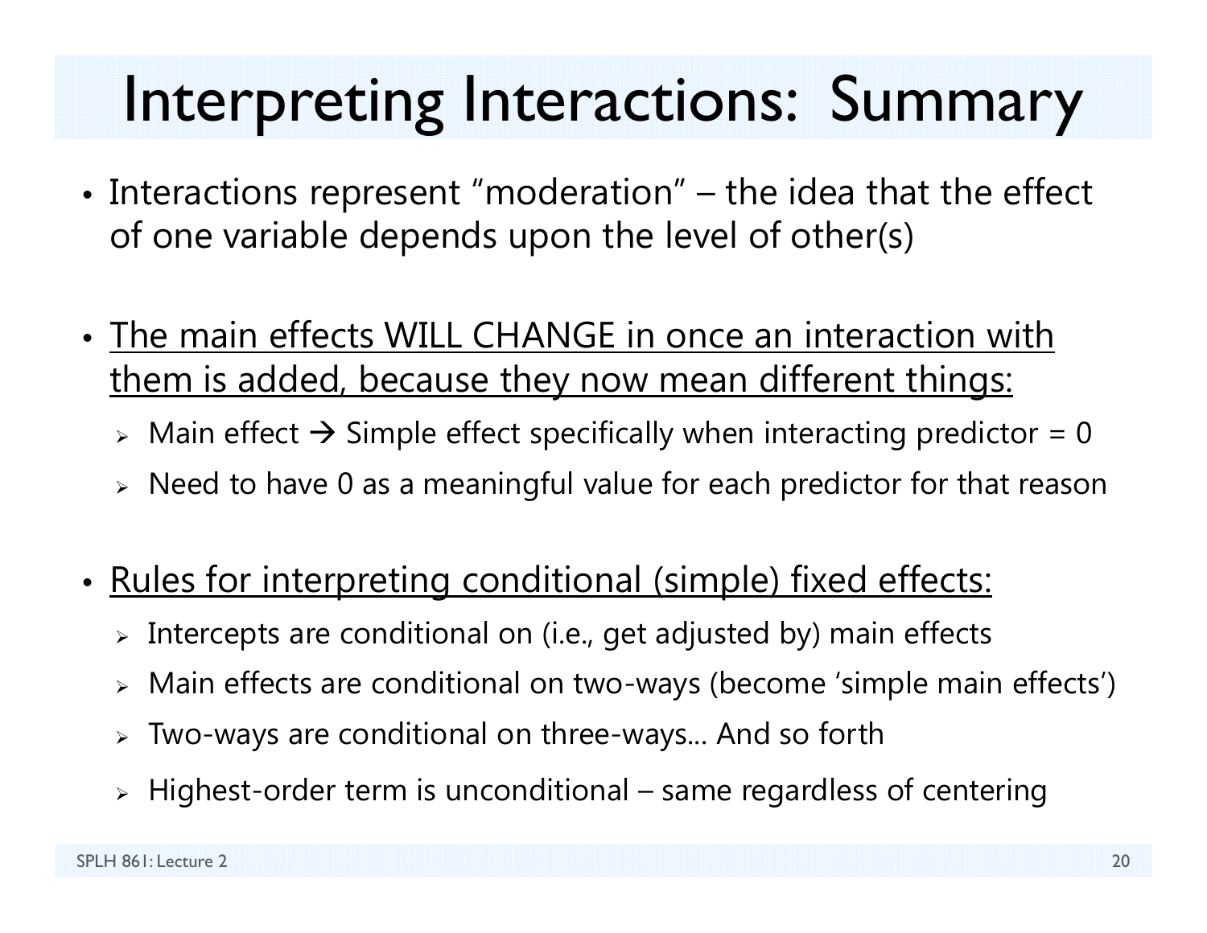# Interpreting Interactions: Summary

- Interactions represent "moderation" – the idea that the effect of one variable depends upon the level of other(s)

- <u>The main effects WILL CHANGE in once an interaction with them is added, because they now mean different things:</u>
  - Main effect → Simple effect specifically when interacting predictor = 0
  - Need to have 0 as a meaningful value for each predictor for that reason

- <u>Rules for interpreting conditional (simple) fixed effects:</u>
  - Intercepts are conditional on (i.e., get adjusted by) main effects
  - Main effects are conditional on two-ways (become 'simple main effects')
  - Two-ways are conditional on three-ways… And so forth
  - Highest-order term is unconditional – same regardless of centering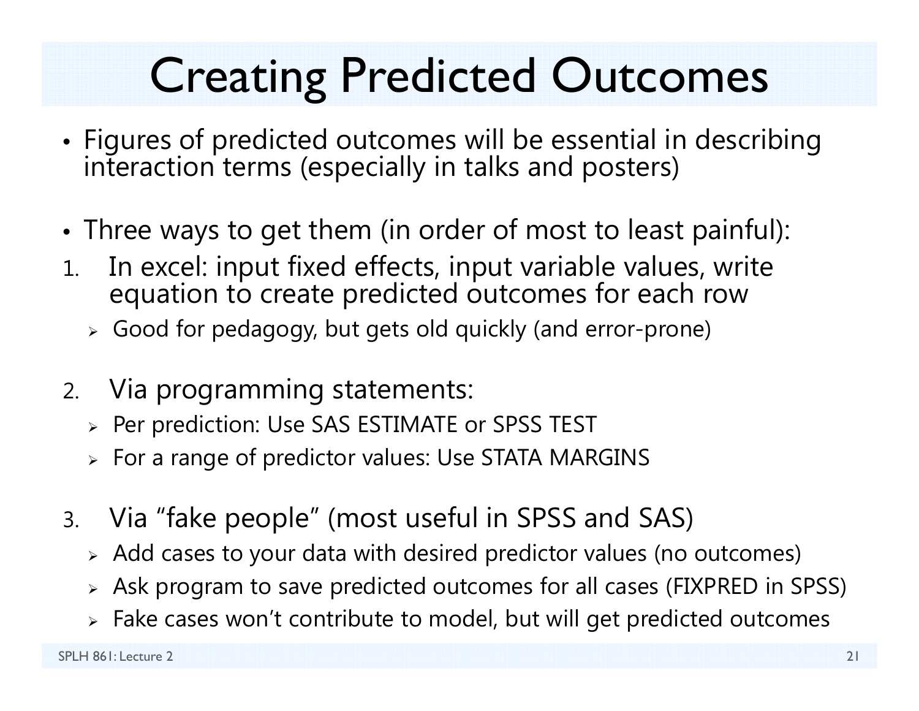# Creating Predicted Outcomes

- Figures of predicted outcomes will be essential in describing interaction terms (especially in talks and posters)
- Three ways to get them (in order of most to least painful):

1. In excel: input fixed effects, input variable values, write equation to create predicted outcomes for each row
   - Good for pedagogy, but gets old quickly (and error-prone)
2. Via programming statements:
   - Per prediction: Use SAS ESTIMATE or SPSS TEST
   - For a range of predictor values: Use STATA MARGINS
3. Via "fake people" (most useful in SPSS and SAS)
   - Add cases to your data with desired predictor values (no outcomes)
   - Ask program to save predicted outcomes for all cases (FIXPRED in SPSS)
   - Fake cases won't contribute to model, but will get predicted outcomes